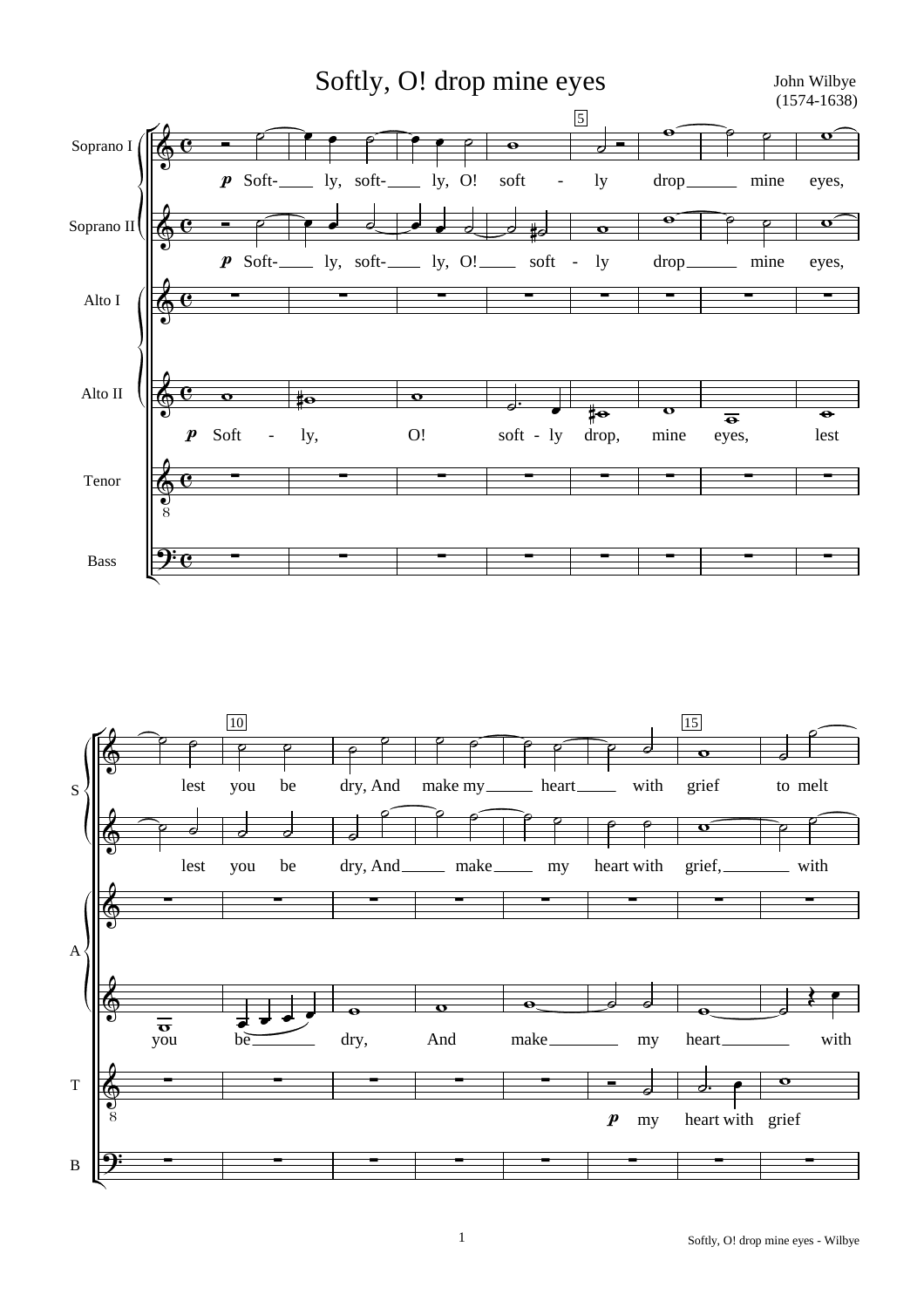# Softly, O! drop mine eyes

John Wilbye
(1574-1638)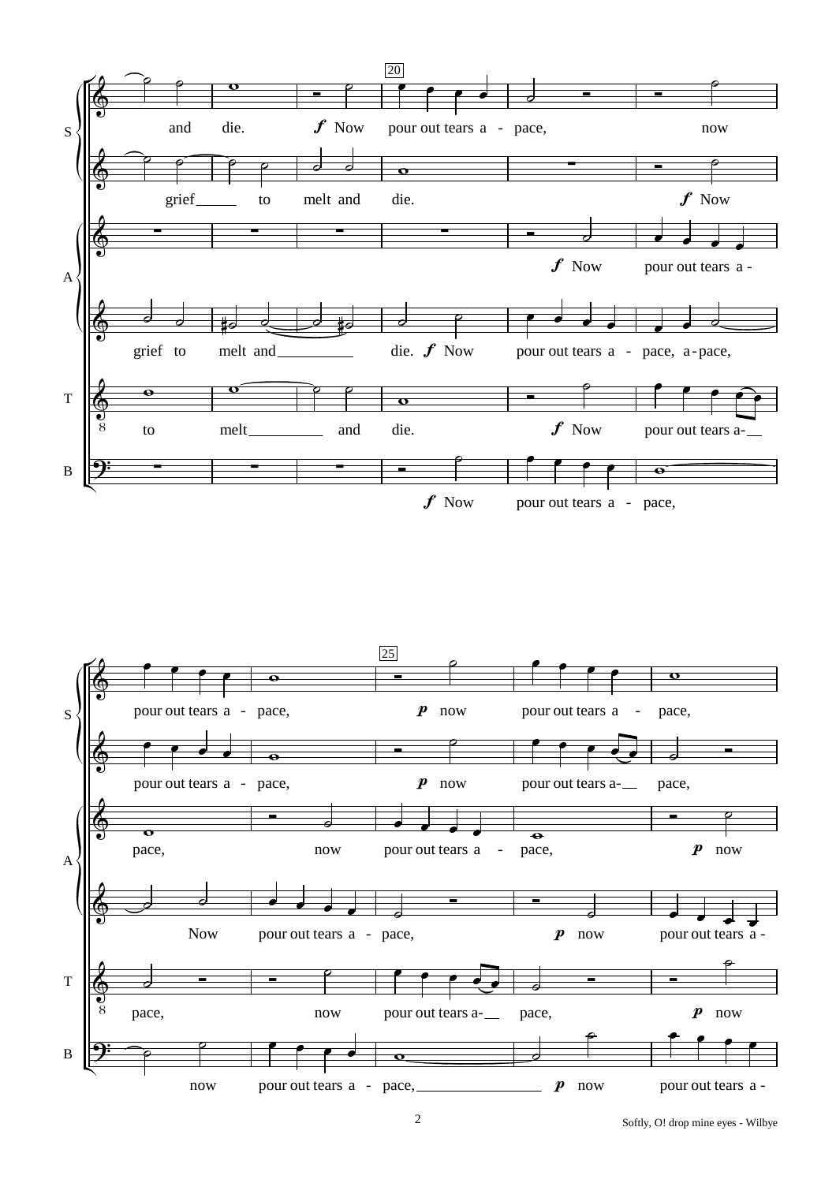S: and die. *f* Now pour out tears a - pace, now

S: grief to melt and die. *f* Now

A: *f* Now pour out tears a -

A: grief to melt and die. *f* Now pour out tears a - pace, a-pace,

T: to melt and die. *f* Now pour out tears a-

B: *f* Now pour out tears a - pace,

S: pour out tears a - pace, *p* now pour out tears a - pace,

S: pour out tears a - pace, *p* now pour out tears a- pace,

A: pace, now pour out tears a - pace, *p* now

A: Now pour out tears a - pace, *p* now pour out tears a -

T: pace, now pour out tears a- pace, *p* now

B: now pour out tears a - pace, *p* now pour out tears a -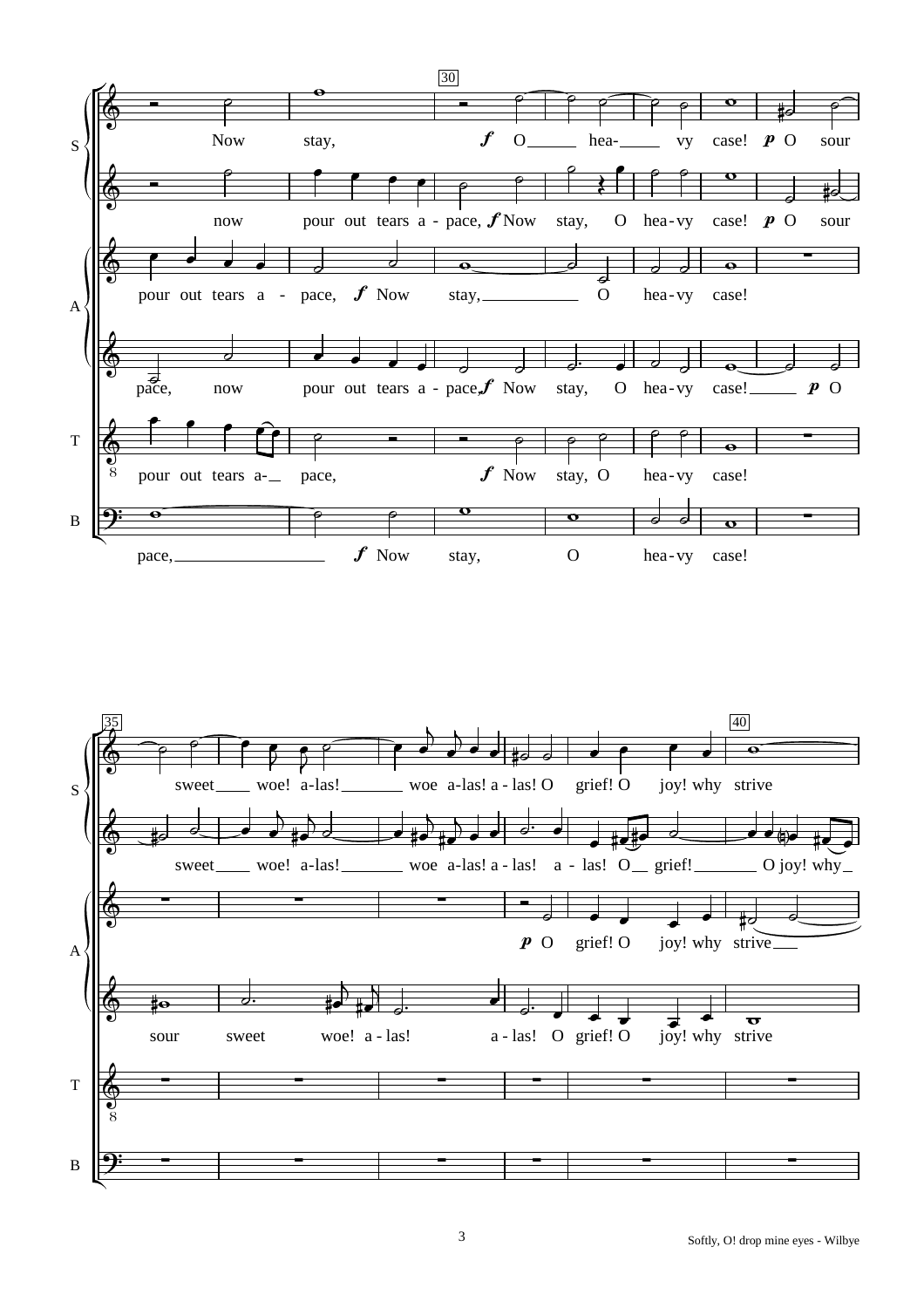**S** (soprano 1): Now stay, *f* O hea- vy case! *p* O sour sweet woe! a-las! woe a-las! a - las! O grief! O joy! why strive

**S** (soprano 2): now pour out tears a - pace, *f* Now stay, O hea-vy case! *p* O sour sweet woe! a-las! woe a-las! a - las! a - las! O grief! O joy! why

**A** (alto 1): pour out tears a - pace, *f* Now stay, O hea-vy case! *p* O grief! O joy! why strive

**A** (alto 2): pace, now pour out tears a - pace, *f* Now stay, O hea-vy case! *p* O sour sweet woe! a - las! a - las! O grief! O joy! why strive

**T**: pour out tears a- pace, *f* Now stay, O hea-vy case!

**B**: pace, *f* Now stay, O hea-vy case!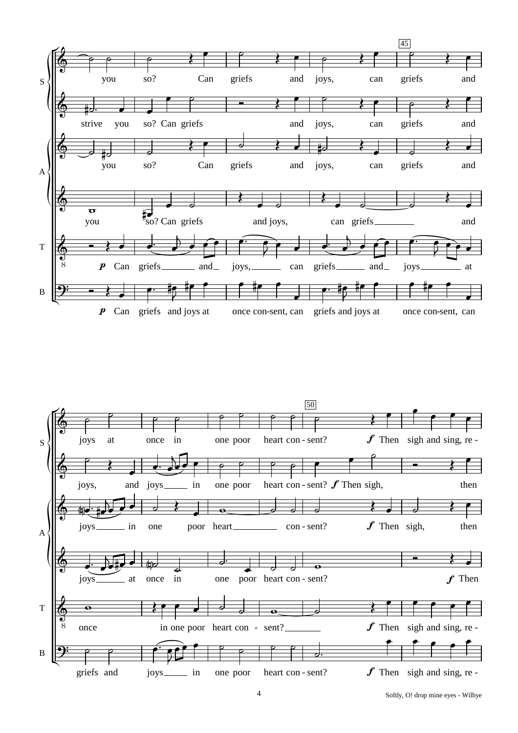45

S: you so? Can griefs and joys, can griefs and

S: strive you so? Can griefs and joys, can griefs and

A: you so? Can griefs and joys, can griefs and

A: you so? Can griefs and joys, can griefs and

T: *p* Can griefs and joys, can griefs and joys at

B: *p* Can griefs and joys at once con-sent, can griefs and joys at once con-sent, can

50

S: joys at once in one poor heart con - sent? *f* Then sigh and sing, re -

S: joys, and joys in one poor heart con - sent? *f* Then sigh, then

A: joys in one poor heart con - sent? *f* Then sigh, then

A: joys at once in one poor heart con - sent? *f* Then

T: once in one poor heart con - sent? *f* Then sigh and sing, re -

B: griefs and joys in one poor heart con - sent? *f* Then sigh and sing, re -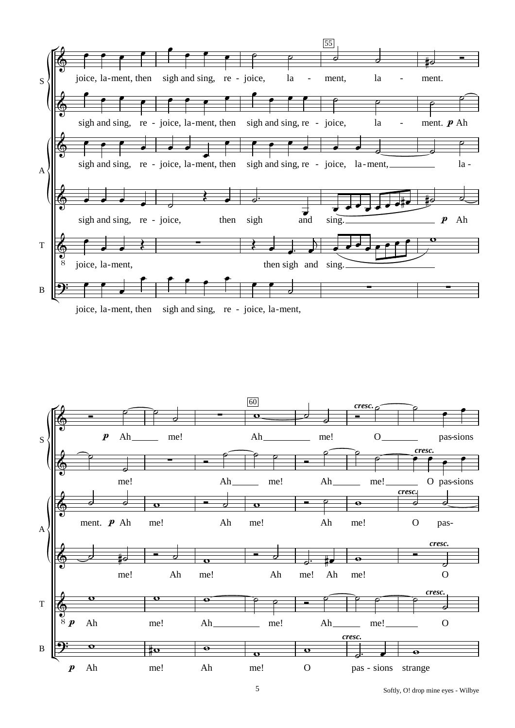S: joice, la-ment, then sigh and sing, re - joice, la - ment, la - ment.

sigh and sing, re - joice, la-ment, then sigh and sing, re - joice, la - ment. *p* Ah

A: sigh and sing, re - joice, la-ment, then sigh and sing, re - joice, la-ment, la -

sigh and sing, re - joice, then sigh and sing. *p* Ah

T: joice, la-ment, then sigh and sing.

B: joice, la-ment, then sigh and sing, re - joice, la-ment,

S: *p* Ah me! Ah me! *cresc.* O pas-sions

me! Ah me! Ah me! *cresc.* O pas-sions

A: ment. *p* Ah me! Ah me! Ah me! *cresc.* O pas-

me! Ah me! Ah me! Ah me! *cresc.* O

T: *p* Ah me! Ah me! Ah me! *cresc.* O

B: *p* Ah me! Ah me! O *cresc.* pas - sions strange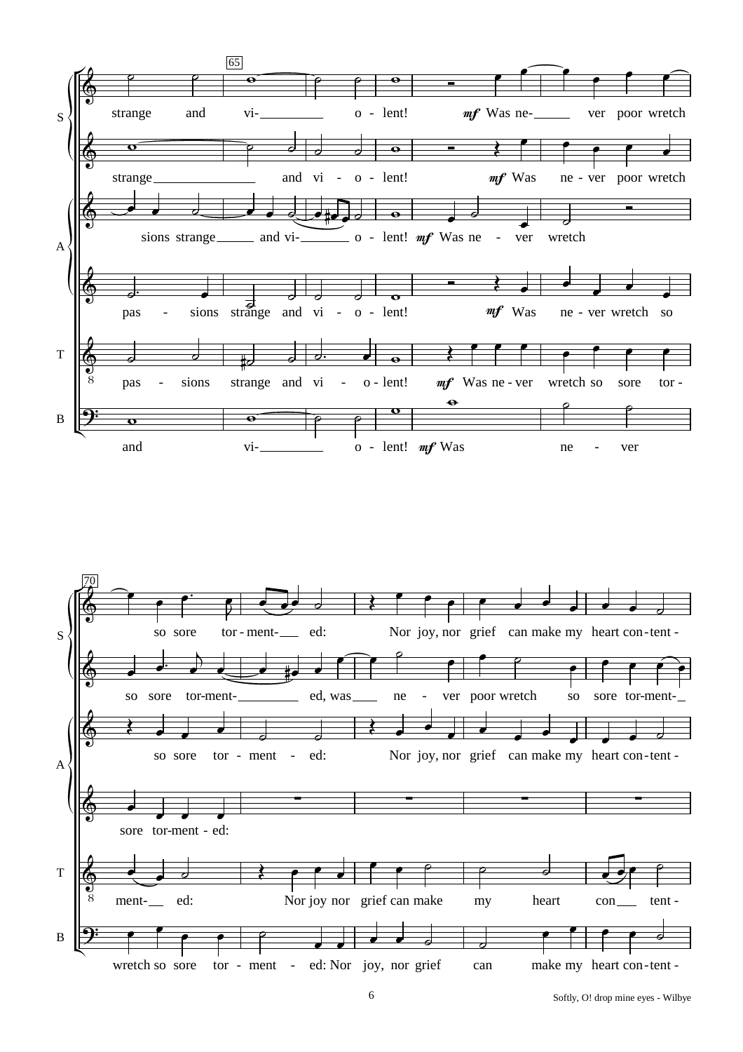**65**

S: strange and vi- o - lent! *mf* Was ne- ver poor wretch

strange and vi - o - lent! *mf* Was ne - ver poor wretch

A: sions strange and vi- o - lent! *mf* Was ne - ver wretch

pas - sions strange and vi - o - lent! *mf* Was ne - ver wretch so

T: pas - sions strange and vi - o - lent! *mf* Was ne - ver wretch so sore tor -

B: and vi- o - lent! *mf* Was ne - ver

**70**

S: so sore tor - ment- ed: Nor joy, nor grief can make my heart con - tent -

so sore tor-ment- ed, was ne - ver poor wretch so sore tor-ment-

A: so sore tor - ment - ed: Nor joy, nor grief can make my heart con - tent -

sore tor-ment - ed:

T: ment- ed: Nor joy nor grief can make my heart con tent -

B: wretch so sore tor - ment - ed: Nor joy, nor grief can make my heart con - tent -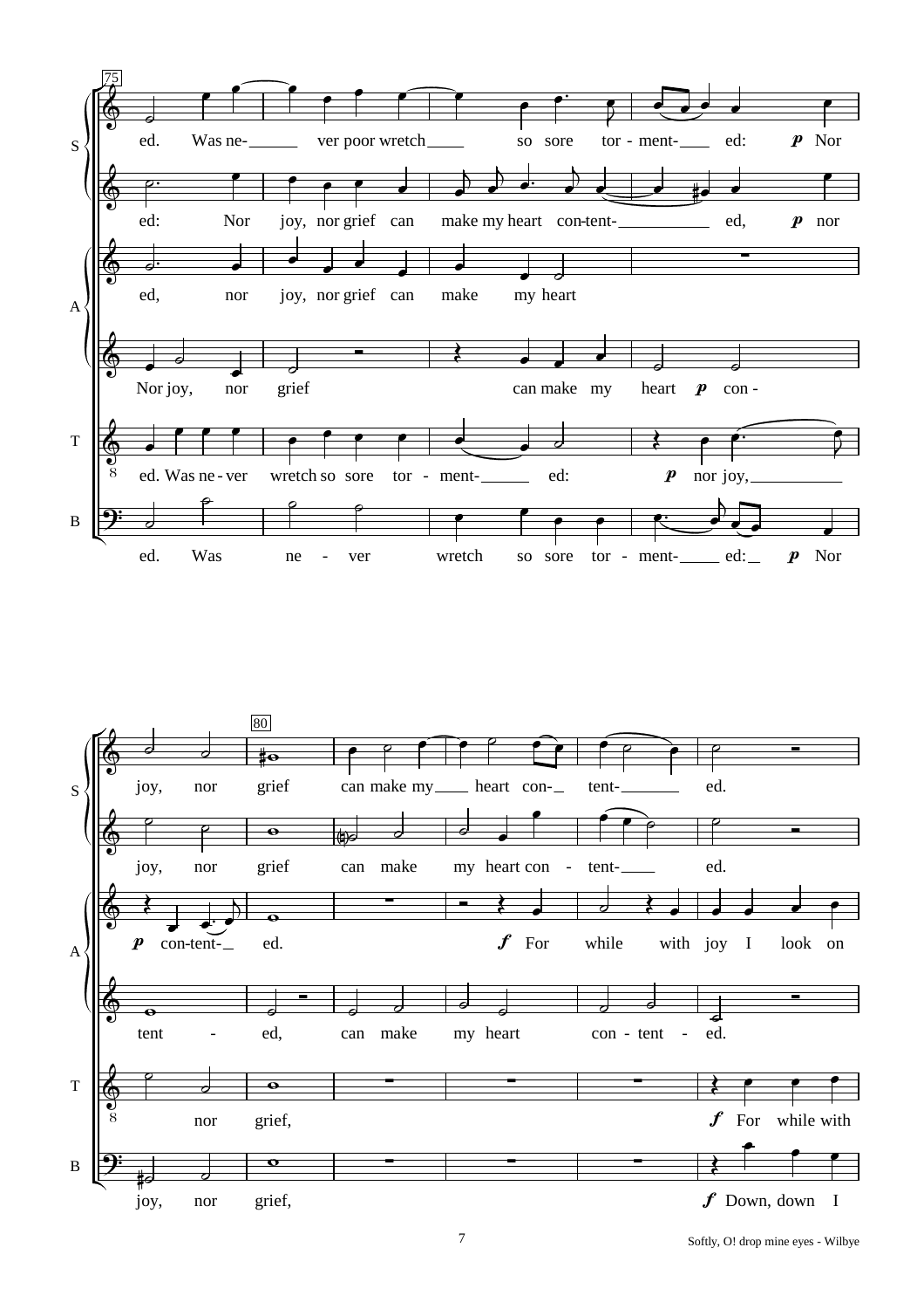75

S: ed. Was ne- ver poor wretch so sore tor - ment- ed: *p* Nor

S: ed: Nor joy, nor grief can make my heart con-tent- ed, *p* nor

A: ed, nor joy, nor grief can make my heart

A: Nor joy, nor grief can make my heart *p* con -

T: ed. Was ne - ver wretch so sore tor - ment- ed: *p* nor joy,

B: ed. Was ne - ver wretch so sore tor - ment- ed: *p* Nor

80

S: joy, nor grief can make my heart con- tent- ed.

S: joy, nor grief can make my heart con - tent- ed.

A: *p* con-tent- ed. *f* For while with joy I look on

A: tent - ed, can make my heart con - tent - ed.

T: nor grief, *f* For while with

B: joy, nor grief, *f* Down, down I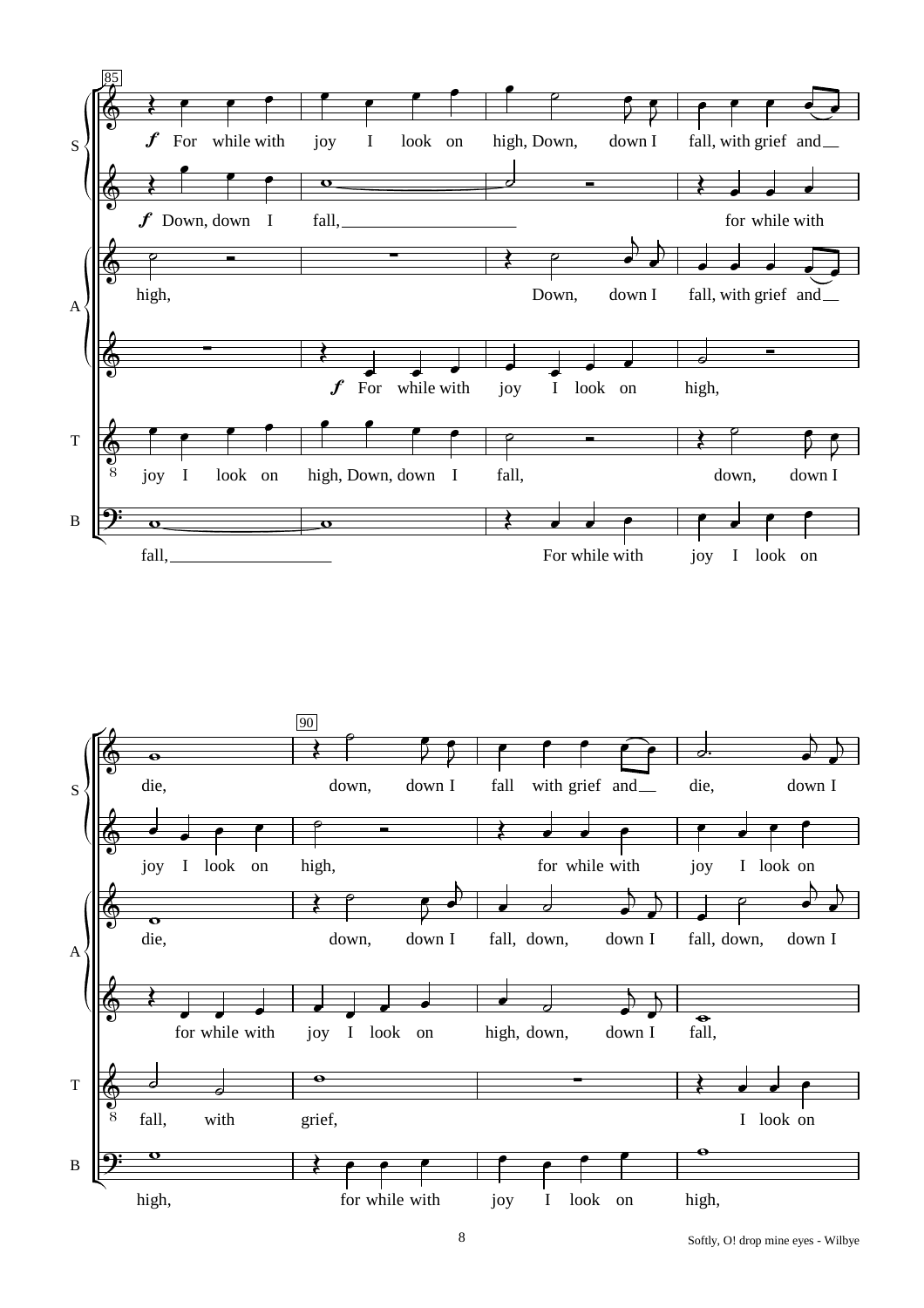**85**

S (I): *f* For while with joy I look on high, Down, down I fall, with grief and die, down, down I fall with grief and die, down I

S (II): *f* Down, down I fall, for while with joy I look on high, for while with joy I look on

A (I): high, Down, down I fall, with grief and die, down, down I fall, down, down I fall, down, down I

A (II): *f* For while with joy I look on high, for while with joy I look on high, down, down I fall,

T: joy I look on high, Down, down I fall, down, down I fall, with grief, I look on

B: fall, For while with joy I look on high, for while with joy I look on high,

**90**